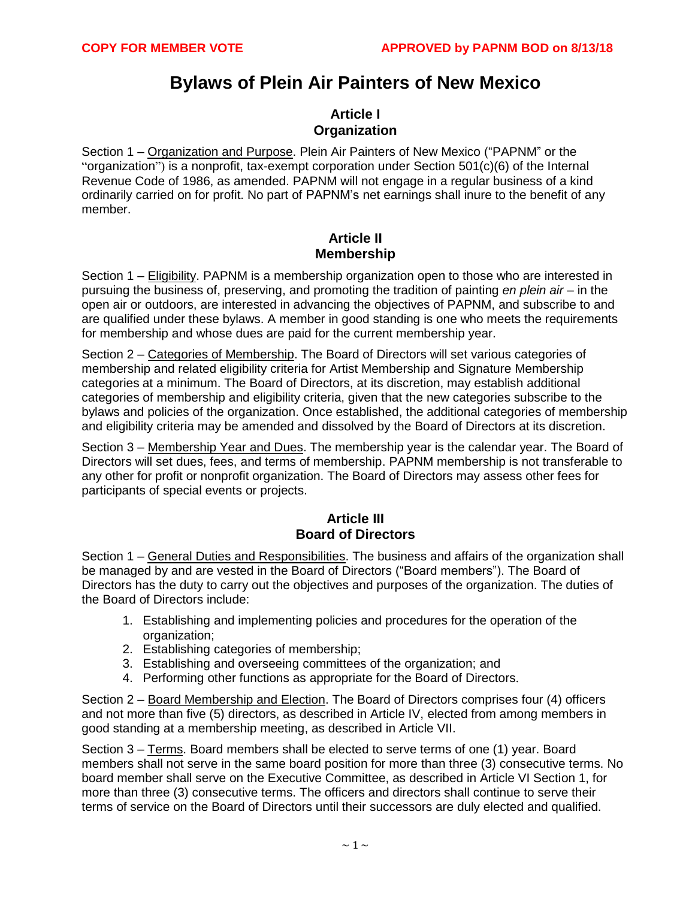**COPY FOR MEMBER VOTE** **APPROVED by PAPNM BOD on 8/13/18**

# Bylaws of Plein Air Painters of New Mexico

## Article I
## Organization

Section 1 – Organization and Purpose. Plein Air Painters of New Mexico ("PAPNM" or the "organization") is a nonprofit, tax-exempt corporation under Section 501(c)(6) of the Internal Revenue Code of 1986, as amended. PAPNM will not engage in a regular business of a kind ordinarily carried on for profit. No part of PAPNM's net earnings shall inure to the benefit of any member.

## Article II
## Membership

Section 1 – Eligibility. PAPNM is a membership organization open to those who are interested in pursuing the business of, preserving, and promoting the tradition of painting *en plein air* – in the open air or outdoors, are interested in advancing the objectives of PAPNM, and subscribe to and are qualified under these bylaws. A member in good standing is one who meets the requirements for membership and whose dues are paid for the current membership year.

Section 2 – Categories of Membership. The Board of Directors will set various categories of membership and related eligibility criteria for Artist Membership and Signature Membership categories at a minimum. The Board of Directors, at its discretion, may establish additional categories of membership and eligibility criteria, given that the new categories subscribe to the bylaws and policies of the organization. Once established, the additional categories of membership and eligibility criteria may be amended and dissolved by the Board of Directors at its discretion.

Section 3 – Membership Year and Dues. The membership year is the calendar year. The Board of Directors will set dues, fees, and terms of membership. PAPNM membership is not transferable to any other for profit or nonprofit organization. The Board of Directors may assess other fees for participants of special events or projects.

## Article III
## Board of Directors

Section 1 – General Duties and Responsibilities. The business and affairs of the organization shall be managed by and are vested in the Board of Directors ("Board members"). The Board of Directors has the duty to carry out the objectives and purposes of the organization. The duties of the Board of Directors include:

1. Establishing and implementing policies and procedures for the operation of the organization;
2. Establishing categories of membership;
3. Establishing and overseeing committees of the organization; and
4. Performing other functions as appropriate for the Board of Directors.

Section 2 – Board Membership and Election. The Board of Directors comprises four (4) officers and not more than five (5) directors, as described in Article IV, elected from among members in good standing at a membership meeting, as described in Article VII.

Section 3 – Terms. Board members shall be elected to serve terms of one (1) year. Board members shall not serve in the same board position for more than three (3) consecutive terms. No board member shall serve on the Executive Committee, as described in Article VI Section 1, for more than three (3) consecutive terms. The officers and directors shall continue to serve their terms of service on the Board of Directors until their successors are duly elected and qualified.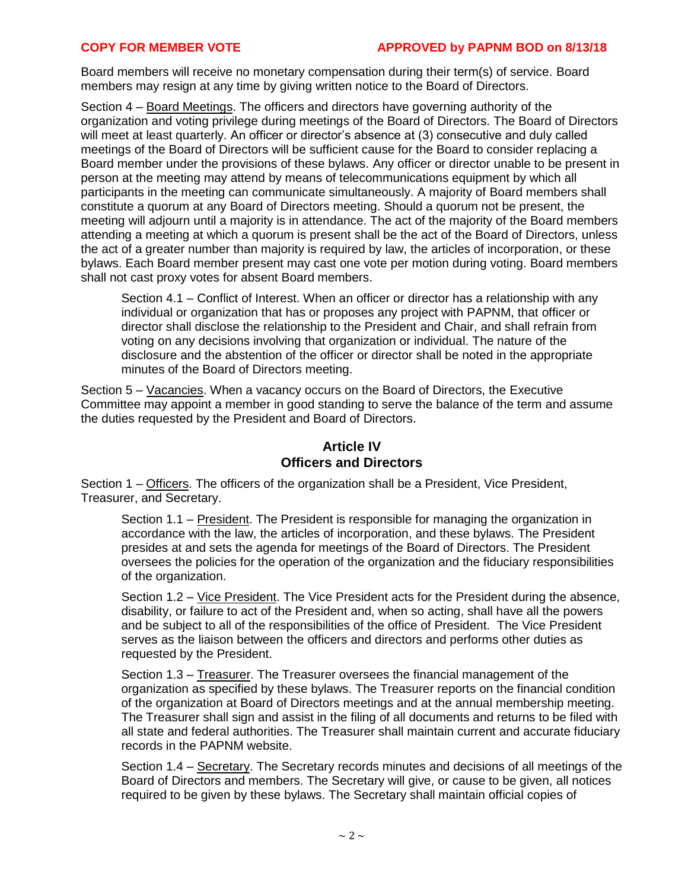Board members will receive no monetary compensation during their term(s) of service. Board members may resign at any time by giving written notice to the Board of Directors.

Section 4 – Board Meetings. The officers and directors have governing authority of the organization and voting privilege during meetings of the Board of Directors. The Board of Directors will meet at least quarterly. An officer or director's absence at (3) consecutive and duly called meetings of the Board of Directors will be sufficient cause for the Board to consider replacing a Board member under the provisions of these bylaws. Any officer or director unable to be present in person at the meeting may attend by means of telecommunications equipment by which all participants in the meeting can communicate simultaneously. A majority of Board members shall constitute a quorum at any Board of Directors meeting. Should a quorum not be present, the meeting will adjourn until a majority is in attendance. The act of the majority of the Board members attending a meeting at which a quorum is present shall be the act of the Board of Directors, unless the act of a greater number than majority is required by law, the articles of incorporation, or these bylaws. Each Board member present may cast one vote per motion during voting. Board members shall not cast proxy votes for absent Board members.

> Section 4.1 – Conflict of Interest. When an officer or director has a relationship with any individual or organization that has or proposes any project with PAPNM, that officer or director shall disclose the relationship to the President and Chair, and shall refrain from voting on any decisions involving that organization or individual. The nature of the disclosure and the abstention of the officer or director shall be noted in the appropriate minutes of the Board of Directors meeting.

Section 5 – Vacancies. When a vacancy occurs on the Board of Directors, the Executive Committee may appoint a member in good standing to serve the balance of the term and assume the duties requested by the President and Board of Directors.

## Article IV
## Officers and Directors

Section 1 – Officers. The officers of the organization shall be a President, Vice President, Treasurer, and Secretary.

> Section 1.1 – President. The President is responsible for managing the organization in accordance with the law, the articles of incorporation, and these bylaws. The President presides at and sets the agenda for meetings of the Board of Directors. The President oversees the policies for the operation of the organization and the fiduciary responsibilities of the organization.

> Section 1.2 – Vice President. The Vice President acts for the President during the absence, disability, or failure to act of the President and, when so acting, shall have all the powers and be subject to all of the responsibilities of the office of President. The Vice President serves as the liaison between the officers and directors and performs other duties as requested by the President.

> Section 1.3 – Treasurer. The Treasurer oversees the financial management of the organization as specified by these bylaws. The Treasurer reports on the financial condition of the organization at Board of Directors meetings and at the annual membership meeting. The Treasurer shall sign and assist in the filing of all documents and returns to be filed with all state and federal authorities. The Treasurer shall maintain current and accurate fiduciary records in the PAPNM website.

> Section 1.4 – Secretary. The Secretary records minutes and decisions of all meetings of the Board of Directors and members. The Secretary will give, or cause to be given, all notices required to be given by these bylaws. The Secretary shall maintain official copies of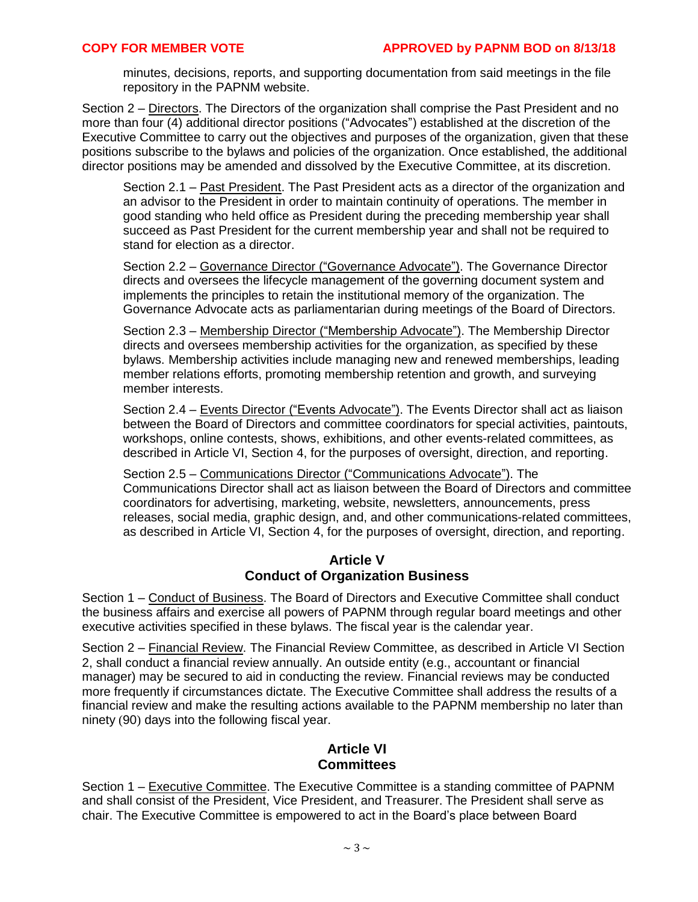minutes, decisions, reports, and supporting documentation from said meetings in the file repository in the PAPNM website.

Section 2 – Directors. The Directors of the organization shall comprise the Past President and no more than four (4) additional director positions ("Advocates") established at the discretion of the Executive Committee to carry out the objectives and purposes of the organization, given that these positions subscribe to the bylaws and policies of the organization. Once established, the additional director positions may be amended and dissolved by the Executive Committee, at its discretion.

Section 2.1 – Past President. The Past President acts as a director of the organization and an advisor to the President in order to maintain continuity of operations. The member in good standing who held office as President during the preceding membership year shall succeed as Past President for the current membership year and shall not be required to stand for election as a director.

Section 2.2 – Governance Director ("Governance Advocate"). The Governance Director directs and oversees the lifecycle management of the governing document system and implements the principles to retain the institutional memory of the organization. The Governance Advocate acts as parliamentarian during meetings of the Board of Directors.

Section 2.3 – Membership Director ("Membership Advocate"). The Membership Director directs and oversees membership activities for the organization, as specified by these bylaws. Membership activities include managing new and renewed memberships, leading member relations efforts, promoting membership retention and growth, and surveying member interests.

Section 2.4 – Events Director ("Events Advocate"). The Events Director shall act as liaison between the Board of Directors and committee coordinators for special activities, paintouts, workshops, online contests, shows, exhibitions, and other events-related committees, as described in Article VI, Section 4, for the purposes of oversight, direction, and reporting.

Section 2.5 – Communications Director ("Communications Advocate"). The Communications Director shall act as liaison between the Board of Directors and committee coordinators for advertising, marketing, website, newsletters, announcements, press releases, social media, graphic design, and, and other communications-related committees, as described in Article VI, Section 4, for the purposes of oversight, direction, and reporting.

## Article V
## Conduct of Organization Business

Section 1 – Conduct of Business. The Board of Directors and Executive Committee shall conduct the business affairs and exercise all powers of PAPNM through regular board meetings and other executive activities specified in these bylaws. The fiscal year is the calendar year.

Section 2 – Financial Review. The Financial Review Committee, as described in Article VI Section 2, shall conduct a financial review annually. An outside entity (e.g., accountant or financial manager) may be secured to aid in conducting the review. Financial reviews may be conducted more frequently if circumstances dictate. The Executive Committee shall address the results of a financial review and make the resulting actions available to the PAPNM membership no later than ninety (90) days into the following fiscal year.

## Article VI
## Committees

Section 1 – Executive Committee. The Executive Committee is a standing committee of PAPNM and shall consist of the President, Vice President, and Treasurer. The President shall serve as chair. The Executive Committee is empowered to act in the Board's place between Board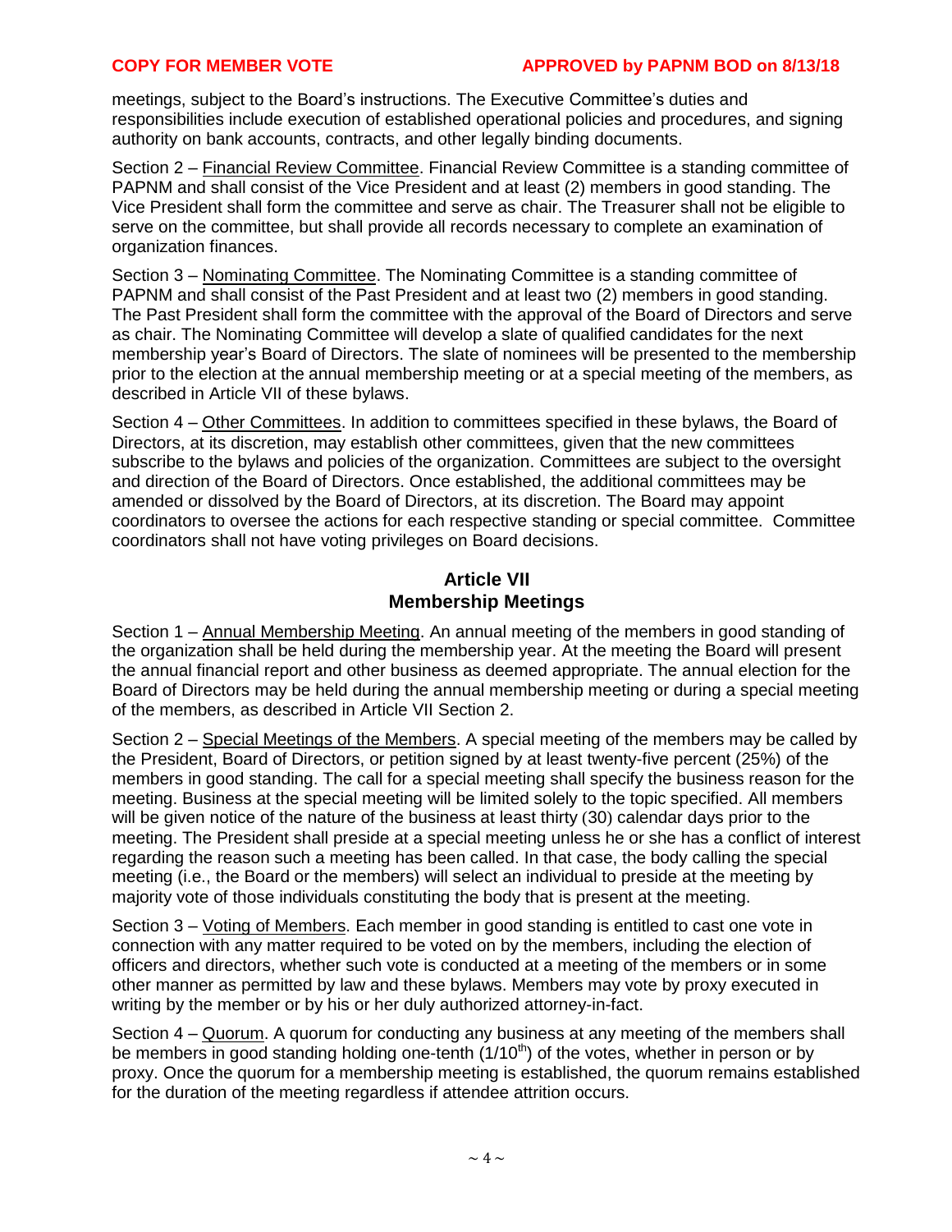meetings, subject to the Board's instructions. The Executive Committee's duties and responsibilities include execution of established operational policies and procedures, and signing authority on bank accounts, contracts, and other legally binding documents.

Section 2 – Financial Review Committee. Financial Review Committee is a standing committee of PAPNM and shall consist of the Vice President and at least (2) members in good standing. The Vice President shall form the committee and serve as chair. The Treasurer shall not be eligible to serve on the committee, but shall provide all records necessary to complete an examination of organization finances.

Section 3 – Nominating Committee. The Nominating Committee is a standing committee of PAPNM and shall consist of the Past President and at least two (2) members in good standing. The Past President shall form the committee with the approval of the Board of Directors and serve as chair. The Nominating Committee will develop a slate of qualified candidates for the next membership year's Board of Directors. The slate of nominees will be presented to the membership prior to the election at the annual membership meeting or at a special meeting of the members, as described in Article VII of these bylaws.

Section 4 – Other Committees. In addition to committees specified in these bylaws, the Board of Directors, at its discretion, may establish other committees, given that the new committees subscribe to the bylaws and policies of the organization. Committees are subject to the oversight and direction of the Board of Directors. Once established, the additional committees may be amended or dissolved by the Board of Directors, at its discretion. The Board may appoint coordinators to oversee the actions for each respective standing or special committee. Committee coordinators shall not have voting privileges on Board decisions.

## Article VII
## Membership Meetings

Section 1 – Annual Membership Meeting. An annual meeting of the members in good standing of the organization shall be held during the membership year. At the meeting the Board will present the annual financial report and other business as deemed appropriate. The annual election for the Board of Directors may be held during the annual membership meeting or during a special meeting of the members, as described in Article VII Section 2.

Section 2 – Special Meetings of the Members. A special meeting of the members may be called by the President, Board of Directors, or petition signed by at least twenty-five percent (25%) of the members in good standing. The call for a special meeting shall specify the business reason for the meeting. Business at the special meeting will be limited solely to the topic specified. All members will be given notice of the nature of the business at least thirty (30) calendar days prior to the meeting. The President shall preside at a special meeting unless he or she has a conflict of interest regarding the reason such a meeting has been called. In that case, the body calling the special meeting (i.e., the Board or the members) will select an individual to preside at the meeting by majority vote of those individuals constituting the body that is present at the meeting.

Section 3 – Voting of Members. Each member in good standing is entitled to cast one vote in connection with any matter required to be voted on by the members, including the election of officers and directors, whether such vote is conducted at a meeting of the members or in some other manner as permitted by law and these bylaws. Members may vote by proxy executed in writing by the member or by his or her duly authorized attorney-in-fact.

Section 4 – Quorum. A quorum for conducting any business at any meeting of the members shall be members in good standing holding one-tenth ($1/10^{th}$) of the votes, whether in person or by proxy. Once the quorum for a membership meeting is established, the quorum remains established for the duration of the meeting regardless if attendee attrition occurs.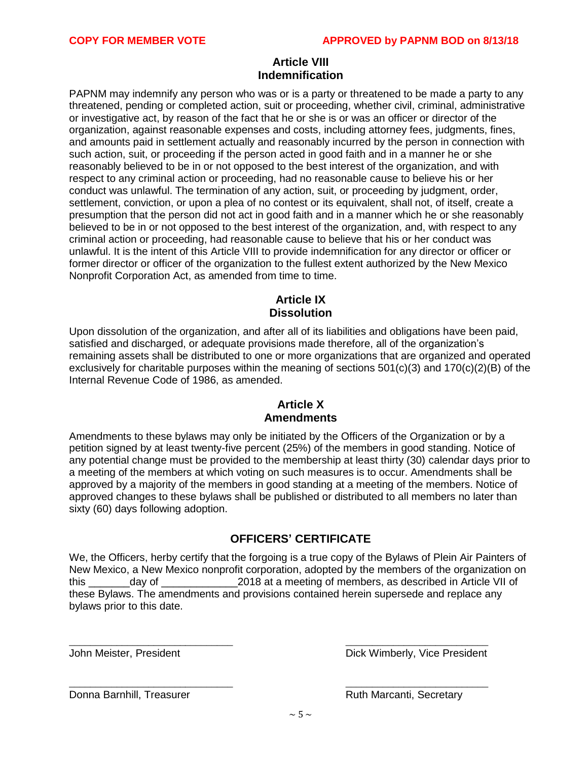COPY FOR MEMBER VOTE APPROVED by PAPNM BOD on 8/13/18

## Article VIII
## Indemnification

PAPNM may indemnify any person who was or is a party or threatened to be made a party to any threatened, pending or completed action, suit or proceeding, whether civil, criminal, administrative or investigative act, by reason of the fact that he or she is or was an officer or director of the organization, against reasonable expenses and costs, including attorney fees, judgments, fines, and amounts paid in settlement actually and reasonably incurred by the person in connection with such action, suit, or proceeding if the person acted in good faith and in a manner he or she reasonably believed to be in or not opposed to the best interest of the organization, and with respect to any criminal action or proceeding, had no reasonable cause to believe his or her conduct was unlawful. The termination of any action, suit, or proceeding by judgment, order, settlement, conviction, or upon a plea of no contest or its equivalent, shall not, of itself, create a presumption that the person did not act in good faith and in a manner which he or she reasonably believed to be in or not opposed to the best interest of the organization, and, with respect to any criminal action or proceeding, had reasonable cause to believe that his or her conduct was unlawful. It is the intent of this Article VIII to provide indemnification for any director or officer or former director or officer of the organization to the fullest extent authorized by the New Mexico Nonprofit Corporation Act, as amended from time to time.

## Article IX
## Dissolution

Upon dissolution of the organization, and after all of its liabilities and obligations have been paid, satisfied and discharged, or adequate provisions made therefore, all of the organization's remaining assets shall be distributed to one or more organizations that are organized and operated exclusively for charitable purposes within the meaning of sections 501(c)(3) and 170(c)(2)(B) of the Internal Revenue Code of 1986, as amended.

## Article X
## Amendments

Amendments to these bylaws may only be initiated by the Officers of the Organization or by a petition signed by at least twenty-five percent (25%) of the members in good standing. Notice of any potential change must be provided to the membership at least thirty (30) calendar days prior to a meeting of the members at which voting on such measures is to occur. Amendments shall be approved by a majority of the members in good standing at a meeting of the members. Notice of approved changes to these bylaws shall be published or distributed to all members no later than sixty (60) days following adoption.

## OFFICERS' CERTIFICATE

We, the Officers, herby certify that the forgoing is a true copy of the Bylaws of Plein Air Painters of New Mexico, a New Mexico nonprofit corporation, adopted by the members of the organization on this _______day of _____________2018 at a meeting of members, as described in Article VII of these Bylaws. The amendments and provisions contained herein supersede and replace any bylaws prior to this date.

_____________________________ John Meister, President

_________________________ Dick Wimberly, Vice President

_____________________________ Donna Barnhill, Treasurer

_________________________ Ruth Marcanti, Secretary